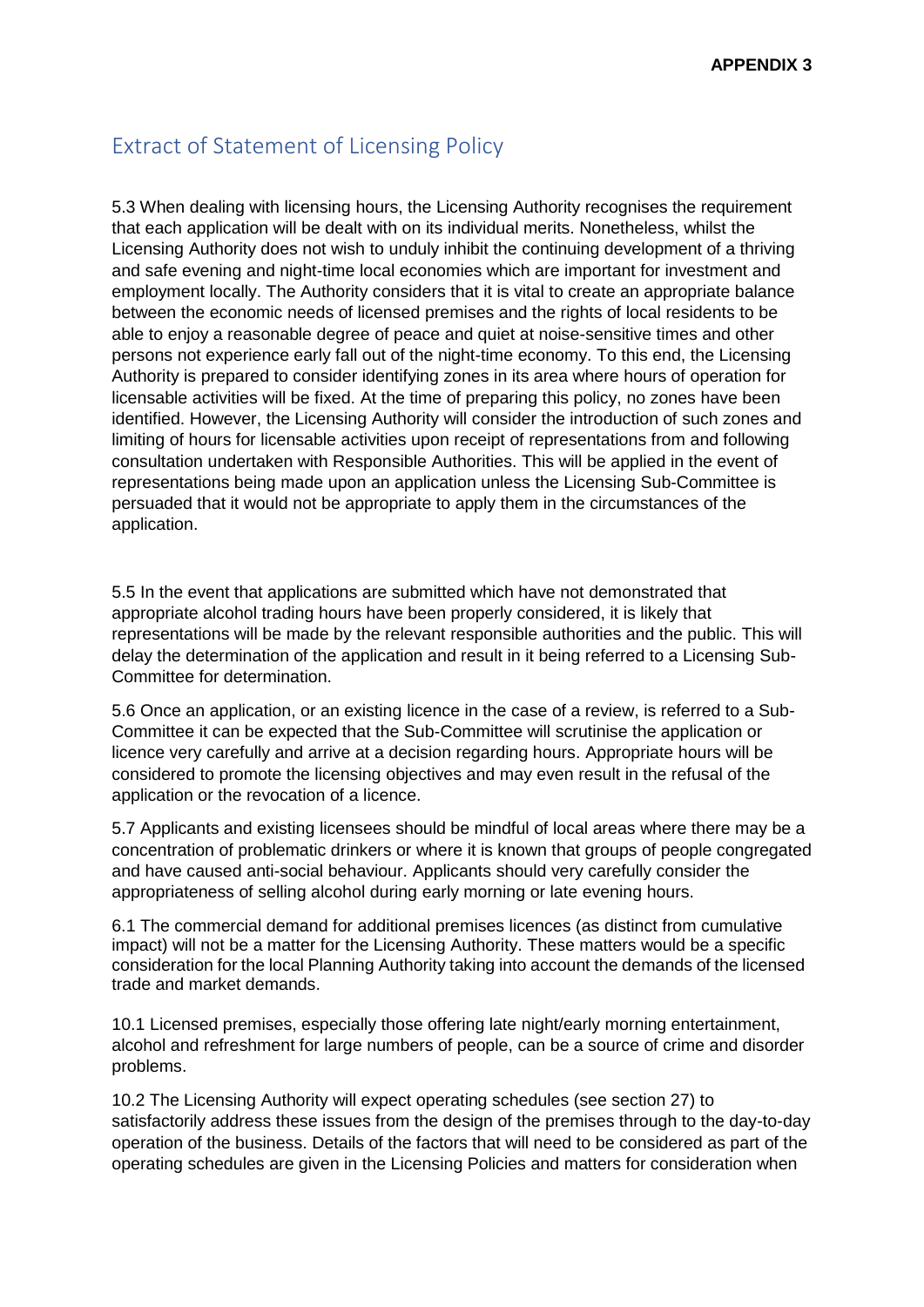**APPENDIX 3**

## Extract of Statement of Licensing Policy

5.3 When dealing with licensing hours, the Licensing Authority recognises the requirement that each application will be dealt with on its individual merits. Nonetheless, whilst the Licensing Authority does not wish to unduly inhibit the continuing development of a thriving and safe evening and night-time local economies which are important for investment and employment locally. The Authority considers that it is vital to create an appropriate balance between the economic needs of licensed premises and the rights of local residents to be able to enjoy a reasonable degree of peace and quiet at noise-sensitive times and other persons not experience early fall out of the night-time economy. To this end, the Licensing Authority is prepared to consider identifying zones in its area where hours of operation for licensable activities will be fixed. At the time of preparing this policy, no zones have been identified. However, the Licensing Authority will consider the introduction of such zones and limiting of hours for licensable activities upon receipt of representations from and following consultation undertaken with Responsible Authorities. This will be applied in the event of representations being made upon an application unless the Licensing Sub-Committee is persuaded that it would not be appropriate to apply them in the circumstances of the application.

5.5 In the event that applications are submitted which have not demonstrated that appropriate alcohol trading hours have been properly considered, it is likely that representations will be made by the relevant responsible authorities and the public. This will delay the determination of the application and result in it being referred to a Licensing Sub-Committee for determination.

5.6 Once an application, or an existing licence in the case of a review, is referred to a Sub-Committee it can be expected that the Sub-Committee will scrutinise the application or licence very carefully and arrive at a decision regarding hours. Appropriate hours will be considered to promote the licensing objectives and may even result in the refusal of the application or the revocation of a licence.

5.7 Applicants and existing licensees should be mindful of local areas where there may be a concentration of problematic drinkers or where it is known that groups of people congregated and have caused anti-social behaviour. Applicants should very carefully consider the appropriateness of selling alcohol during early morning or late evening hours.

6.1 The commercial demand for additional premises licences (as distinct from cumulative impact) will not be a matter for the Licensing Authority. These matters would be a specific consideration for the local Planning Authority taking into account the demands of the licensed trade and market demands.

10.1 Licensed premises, especially those offering late night/early morning entertainment, alcohol and refreshment for large numbers of people, can be a source of crime and disorder problems.

10.2 The Licensing Authority will expect operating schedules (see section 27) to satisfactorily address these issues from the design of the premises through to the day-to-day operation of the business. Details of the factors that will need to be considered as part of the operating schedules are given in the Licensing Policies and matters for consideration when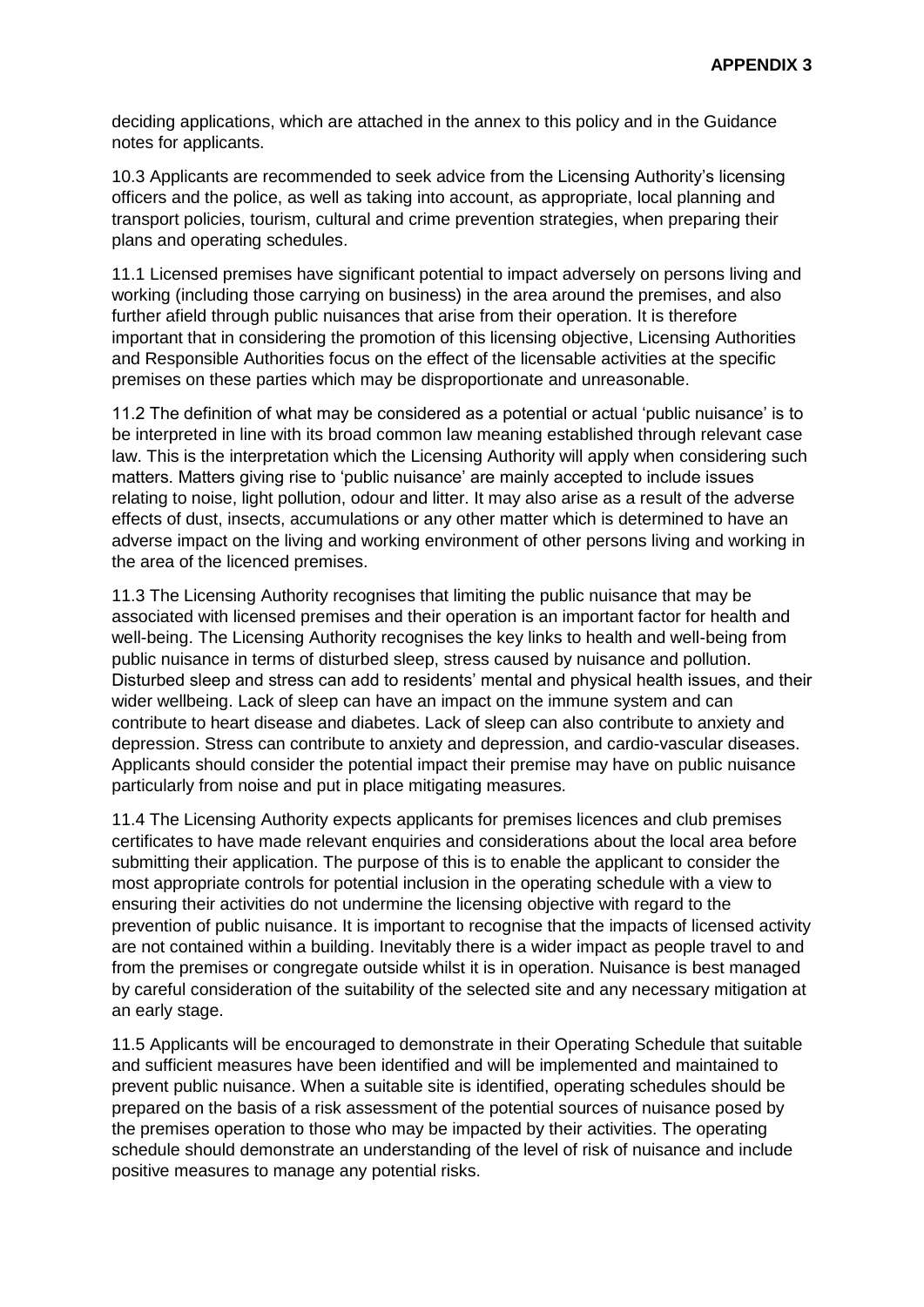deciding applications, which are attached in the annex to this policy and in the Guidance notes for applicants.

10.3 Applicants are recommended to seek advice from the Licensing Authority's licensing officers and the police, as well as taking into account, as appropriate, local planning and transport policies, tourism, cultural and crime prevention strategies, when preparing their plans and operating schedules.

11.1 Licensed premises have significant potential to impact adversely on persons living and working (including those carrying on business) in the area around the premises, and also further afield through public nuisances that arise from their operation. It is therefore important that in considering the promotion of this licensing objective, Licensing Authorities and Responsible Authorities focus on the effect of the licensable activities at the specific premises on these parties which may be disproportionate and unreasonable.

11.2 The definition of what may be considered as a potential or actual 'public nuisance' is to be interpreted in line with its broad common law meaning established through relevant case law. This is the interpretation which the Licensing Authority will apply when considering such matters. Matters giving rise to 'public nuisance' are mainly accepted to include issues relating to noise, light pollution, odour and litter. It may also arise as a result of the adverse effects of dust, insects, accumulations or any other matter which is determined to have an adverse impact on the living and working environment of other persons living and working in the area of the licenced premises.

11.3 The Licensing Authority recognises that limiting the public nuisance that may be associated with licensed premises and their operation is an important factor for health and well-being. The Licensing Authority recognises the key links to health and well-being from public nuisance in terms of disturbed sleep, stress caused by nuisance and pollution. Disturbed sleep and stress can add to residents' mental and physical health issues, and their wider wellbeing. Lack of sleep can have an impact on the immune system and can contribute to heart disease and diabetes. Lack of sleep can also contribute to anxiety and depression. Stress can contribute to anxiety and depression, and cardio-vascular diseases. Applicants should consider the potential impact their premise may have on public nuisance particularly from noise and put in place mitigating measures.

11.4 The Licensing Authority expects applicants for premises licences and club premises certificates to have made relevant enquiries and considerations about the local area before submitting their application. The purpose of this is to enable the applicant to consider the most appropriate controls for potential inclusion in the operating schedule with a view to ensuring their activities do not undermine the licensing objective with regard to the prevention of public nuisance. It is important to recognise that the impacts of licensed activity are not contained within a building. Inevitably there is a wider impact as people travel to and from the premises or congregate outside whilst it is in operation. Nuisance is best managed by careful consideration of the suitability of the selected site and any necessary mitigation at an early stage.

11.5 Applicants will be encouraged to demonstrate in their Operating Schedule that suitable and sufficient measures have been identified and will be implemented and maintained to prevent public nuisance. When a suitable site is identified, operating schedules should be prepared on the basis of a risk assessment of the potential sources of nuisance posed by the premises operation to those who may be impacted by their activities. The operating schedule should demonstrate an understanding of the level of risk of nuisance and include positive measures to manage any potential risks.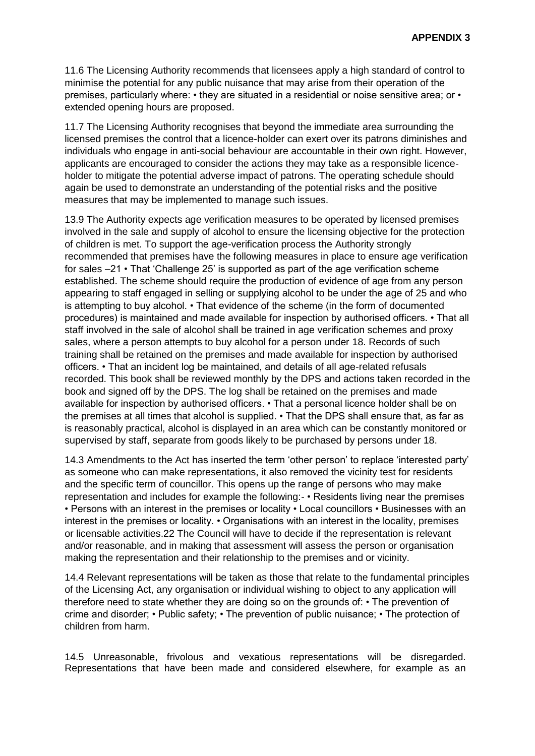**APPENDIX 3**

11.6 The Licensing Authority recommends that licensees apply a high standard of control to minimise the potential for any public nuisance that may arise from their operation of the premises, particularly where: • they are situated in a residential or noise sensitive area; or • extended opening hours are proposed.

11.7 The Licensing Authority recognises that beyond the immediate area surrounding the licensed premises the control that a licence-holder can exert over its patrons diminishes and individuals who engage in anti-social behaviour are accountable in their own right. However, applicants are encouraged to consider the actions they may take as a responsible licence-holder to mitigate the potential adverse impact of patrons. The operating schedule should again be used to demonstrate an understanding of the potential risks and the positive measures that may be implemented to manage such issues.

13.9 The Authority expects age verification measures to be operated by licensed premises involved in the sale and supply of alcohol to ensure the licensing objective for the protection of children is met. To support the age-verification process the Authority strongly recommended that premises have the following measures in place to ensure age verification for sales –21 • That 'Challenge 25' is supported as part of the age verification scheme established. The scheme should require the production of evidence of age from any person appearing to staff engaged in selling or supplying alcohol to be under the age of 25 and who is attempting to buy alcohol. • That evidence of the scheme (in the form of documented procedures) is maintained and made available for inspection by authorised officers. • That all staff involved in the sale of alcohol shall be trained in age verification schemes and proxy sales, where a person attempts to buy alcohol for a person under 18. Records of such training shall be retained on the premises and made available for inspection by authorised officers. • That an incident log be maintained, and details of all age-related refusals recorded. This book shall be reviewed monthly by the DPS and actions taken recorded in the book and signed off by the DPS. The log shall be retained on the premises and made available for inspection by authorised officers. • That a personal licence holder shall be on the premises at all times that alcohol is supplied. • That the DPS shall ensure that, as far as is reasonably practical, alcohol is displayed in an area which can be constantly monitored or supervised by staff, separate from goods likely to be purchased by persons under 18.

14.3 Amendments to the Act has inserted the term 'other person' to replace 'interested party' as someone who can make representations, it also removed the vicinity test for residents and the specific term of councillor. This opens up the range of persons who may make representation and includes for example the following:- • Residents living near the premises • Persons with an interest in the premises or locality • Local councillors • Businesses with an interest in the premises or locality. • Organisations with an interest in the locality, premises or licensable activities.22 The Council will have to decide if the representation is relevant and/or reasonable, and in making that assessment will assess the person or organisation making the representation and their relationship to the premises and or vicinity.

14.4 Relevant representations will be taken as those that relate to the fundamental principles of the Licensing Act, any organisation or individual wishing to object to any application will therefore need to state whether they are doing so on the grounds of: • The prevention of crime and disorder; • Public safety; • The prevention of public nuisance; • The protection of children from harm.

14.5 Unreasonable, frivolous and vexatious representations will be disregarded. Representations that have been made and considered elsewhere, for example as an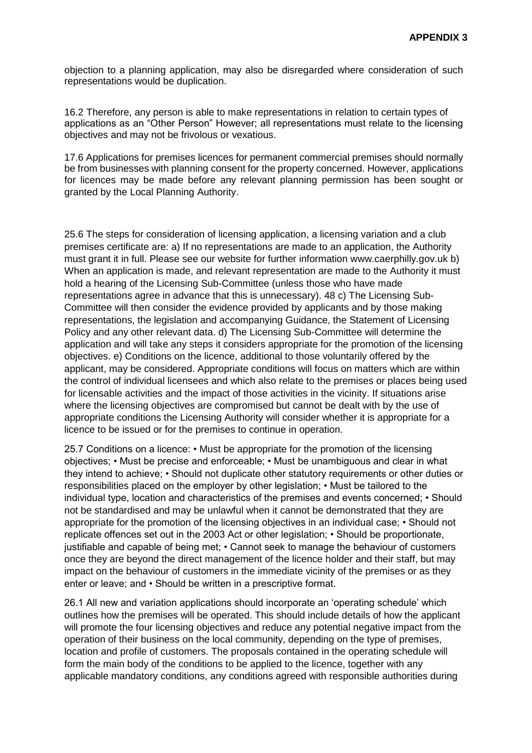objection to a planning application, may also be disregarded where consideration of such representations would be duplication.

16.2 Therefore, any person is able to make representations in relation to certain types of applications as an "Other Person" However; all representations must relate to the licensing objectives and may not be frivolous or vexatious.

17.6 Applications for premises licences for permanent commercial premises should normally be from businesses with planning consent for the property concerned. However, applications for licences may be made before any relevant planning permission has been sought or granted by the Local Planning Authority.

25.6 The steps for consideration of licensing application, a licensing variation and a club premises certificate are: a) If no representations are made to an application, the Authority must grant it in full. Please see our website for further information www.caerphilly.gov.uk b) When an application is made, and relevant representation are made to the Authority it must hold a hearing of the Licensing Sub-Committee (unless those who have made representations agree in advance that this is unnecessary). 48 c) The Licensing Sub-Committee will then consider the evidence provided by applicants and by those making representations, the legislation and accompanying Guidance, the Statement of Licensing Policy and any other relevant data. d) The Licensing Sub-Committee will determine the application and will take any steps it considers appropriate for the promotion of the licensing objectives. e) Conditions on the licence, additional to those voluntarily offered by the applicant, may be considered. Appropriate conditions will focus on matters which are within the control of individual licensees and which also relate to the premises or places being used for licensable activities and the impact of those activities in the vicinity. If situations arise where the licensing objectives are compromised but cannot be dealt with by the use of appropriate conditions the Licensing Authority will consider whether it is appropriate for a licence to be issued or for the premises to continue in operation.

25.7 Conditions on a licence: • Must be appropriate for the promotion of the licensing objectives; • Must be precise and enforceable; • Must be unambiguous and clear in what they intend to achieve; • Should not duplicate other statutory requirements or other duties or responsibilities placed on the employer by other legislation; • Must be tailored to the individual type, location and characteristics of the premises and events concerned; • Should not be standardised and may be unlawful when it cannot be demonstrated that they are appropriate for the promotion of the licensing objectives in an individual case; • Should not replicate offences set out in the 2003 Act or other legislation; • Should be proportionate, justifiable and capable of being met; • Cannot seek to manage the behaviour of customers once they are beyond the direct management of the licence holder and their staff, but may impact on the behaviour of customers in the immediate vicinity of the premises or as they enter or leave; and • Should be written in a prescriptive format.

26.1 All new and variation applications should incorporate an 'operating schedule' which outlines how the premises will be operated. This should include details of how the applicant will promote the four licensing objectives and reduce any potential negative impact from the operation of their business on the local community, depending on the type of premises, location and profile of customers. The proposals contained in the operating schedule will form the main body of the conditions to be applied to the licence, together with any applicable mandatory conditions, any conditions agreed with responsible authorities during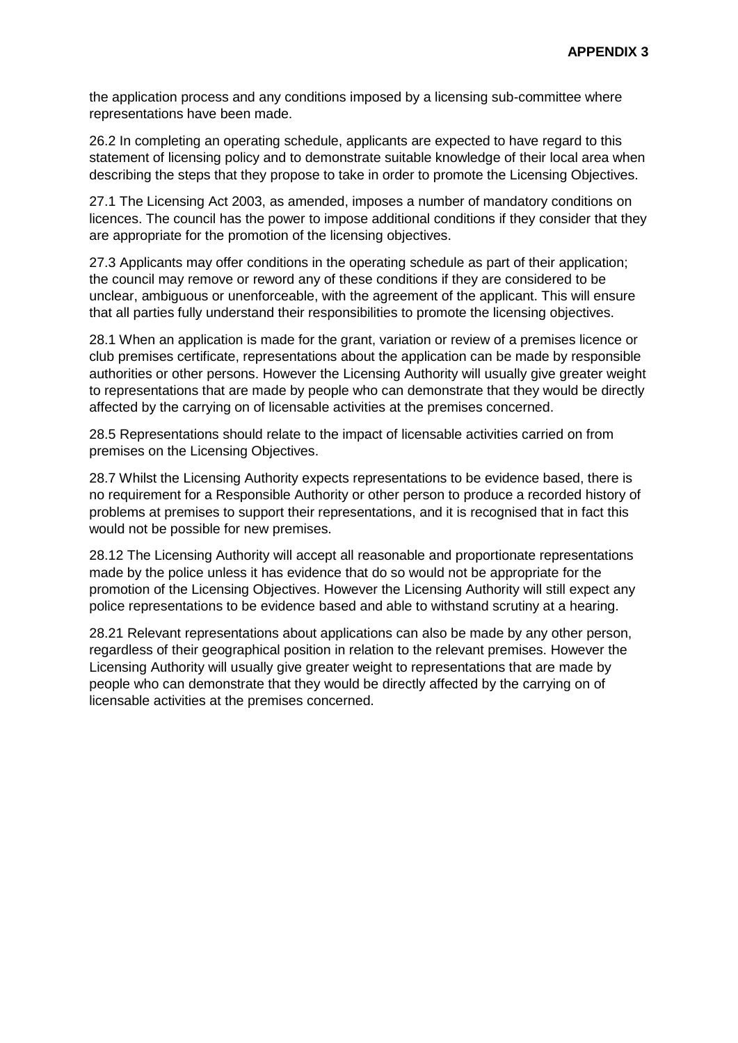the application process and any conditions imposed by a licensing sub-committee where representations have been made.

26.2 In completing an operating schedule, applicants are expected to have regard to this statement of licensing policy and to demonstrate suitable knowledge of their local area when describing the steps that they propose to take in order to promote the Licensing Objectives.

27.1 The Licensing Act 2003, as amended, imposes a number of mandatory conditions on licences. The council has the power to impose additional conditions if they consider that they are appropriate for the promotion of the licensing objectives.

27.3 Applicants may offer conditions in the operating schedule as part of their application; the council may remove or reword any of these conditions if they are considered to be unclear, ambiguous or unenforceable, with the agreement of the applicant. This will ensure that all parties fully understand their responsibilities to promote the licensing objectives.

28.1 When an application is made for the grant, variation or review of a premises licence or club premises certificate, representations about the application can be made by responsible authorities or other persons. However the Licensing Authority will usually give greater weight to representations that are made by people who can demonstrate that they would be directly affected by the carrying on of licensable activities at the premises concerned.

28.5 Representations should relate to the impact of licensable activities carried on from premises on the Licensing Objectives.

28.7 Whilst the Licensing Authority expects representations to be evidence based, there is no requirement for a Responsible Authority or other person to produce a recorded history of problems at premises to support their representations, and it is recognised that in fact this would not be possible for new premises.

28.12 The Licensing Authority will accept all reasonable and proportionate representations made by the police unless it has evidence that do so would not be appropriate for the promotion of the Licensing Objectives. However the Licensing Authority will still expect any police representations to be evidence based and able to withstand scrutiny at a hearing.

28.21 Relevant representations about applications can also be made by any other person, regardless of their geographical position in relation to the relevant premises. However the Licensing Authority will usually give greater weight to representations that are made by people who can demonstrate that they would be directly affected by the carrying on of licensable activities at the premises concerned.